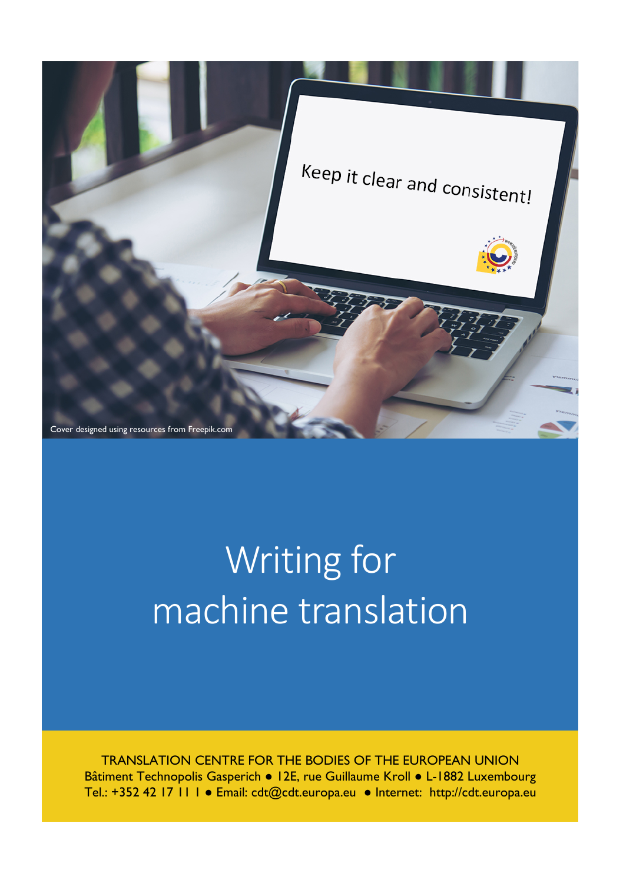Keep it clear and consistent!

Cover designed using resources from Freepik.com

# Writing for machine translation

TRANSLATION CENTRE FOR THE BODIES OF THE EUROPEAN UNION
Bâtiment Technopolis Gasperich ● 12E, rue Guillaume Kroll ● L-1882 Luxembourg
Tel.: +352 42 17 11 1 ● Email: cdt@cdt.europa.eu ● Internet: http://cdt.europa.eu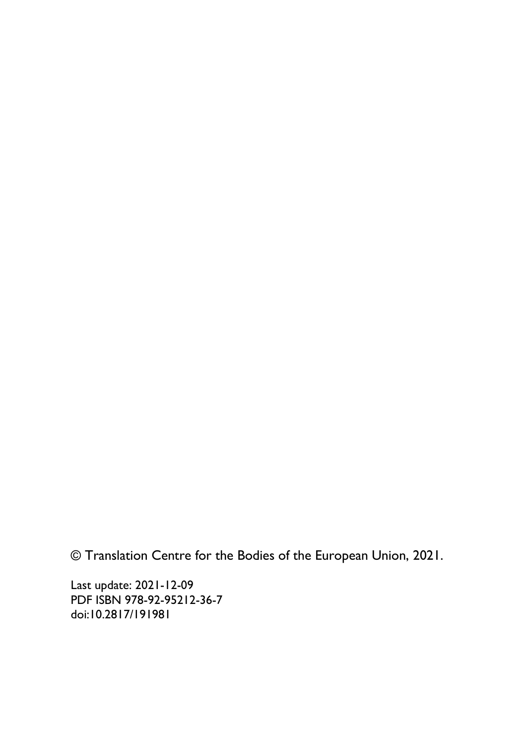© Translation Centre for the Bodies of the European Union, 2021.

Last update: 2021-12-09
PDF ISBN 978-92-95212-36-7
doi:10.2817/191981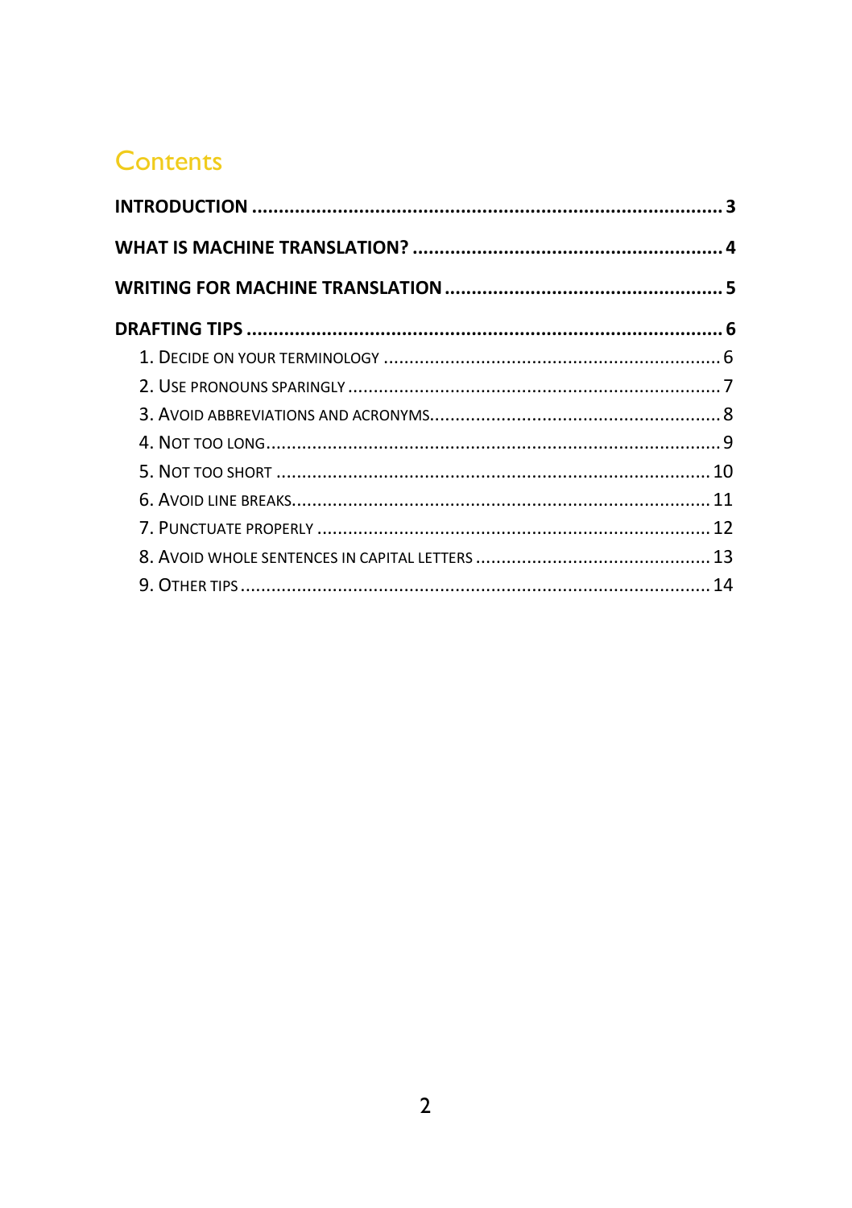# Contents

**INTRODUCTION** ........................................................................ **3**

**WHAT IS MACHINE TRANSLATION?** ........................................................ **4**

**WRITING FOR MACHINE TRANSLATION** ................................................... **5**

**DRAFTING TIPS** ....................................................................... **6**

- 1. DECIDE ON YOUR TERMINOLOGY ........................................................ 6
- 2. USE PRONOUNS SPARINGLY ............................................................ 7
- 3. AVOID ABBREVIATIONS AND ACRONYMS ................................................... 8
- 4. NOT TOO LONG ...................................................................... 9
- 5. NOT TOO SHORT .................................................................... 10
- 6. AVOID LINE BREAKS ................................................................ 11
- 7. PUNCTUATE PROPERLY ............................................................... 12
- 8. AVOID WHOLE SENTENCES IN CAPITAL LETTERS ........................................... 13
- 9. OTHER TIPS ........................................................................ 14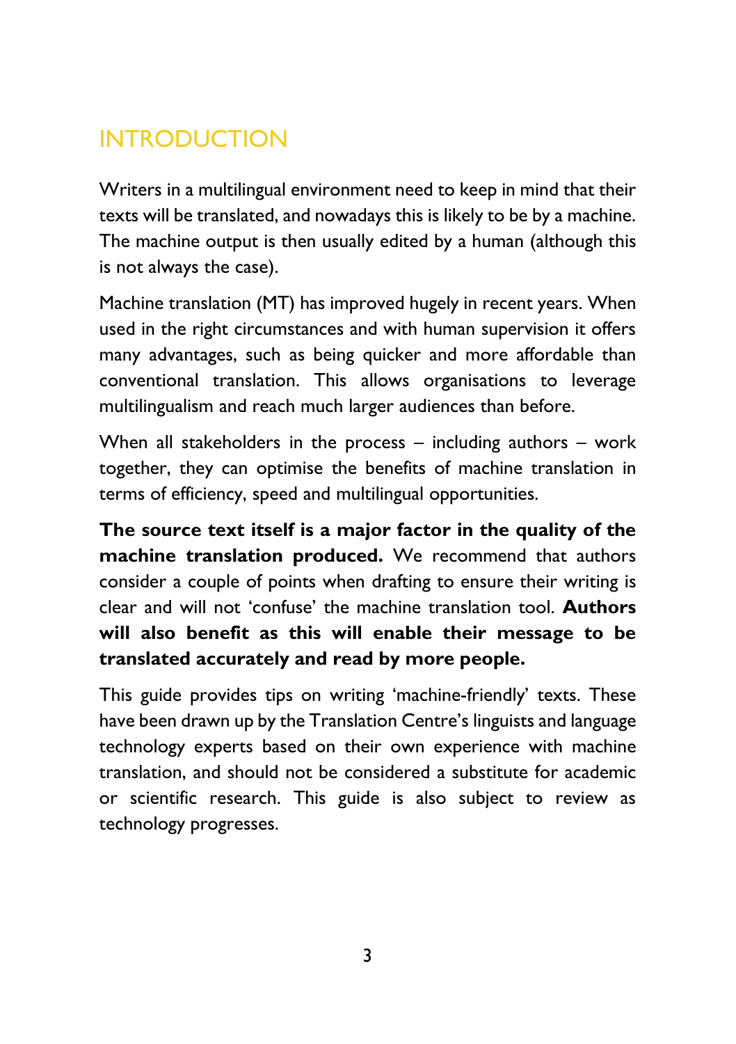# INTRODUCTION

Writers in a multilingual environment need to keep in mind that their texts will be translated, and nowadays this is likely to be by a machine. The machine output is then usually edited by a human (although this is not always the case).

Machine translation (MT) has improved hugely in recent years. When used in the right circumstances and with human supervision it offers many advantages, such as being quicker and more affordable than conventional translation. This allows organisations to leverage multilingualism and reach much larger audiences than before.

When all stakeholders in the process – including authors – work together, they can optimise the benefits of machine translation in terms of efficiency, speed and multilingual opportunities.

**The source text itself is a major factor in the quality of the machine translation produced.** We recommend that authors consider a couple of points when drafting to ensure their writing is clear and will not 'confuse' the machine translation tool. **Authors will also benefit as this will enable their message to be translated accurately and read by more people.**

This guide provides tips on writing 'machine-friendly' texts. These have been drawn up by the Translation Centre's linguists and language technology experts based on their own experience with machine translation, and should not be considered a substitute for academic or scientific research. This guide is also subject to review as technology progresses.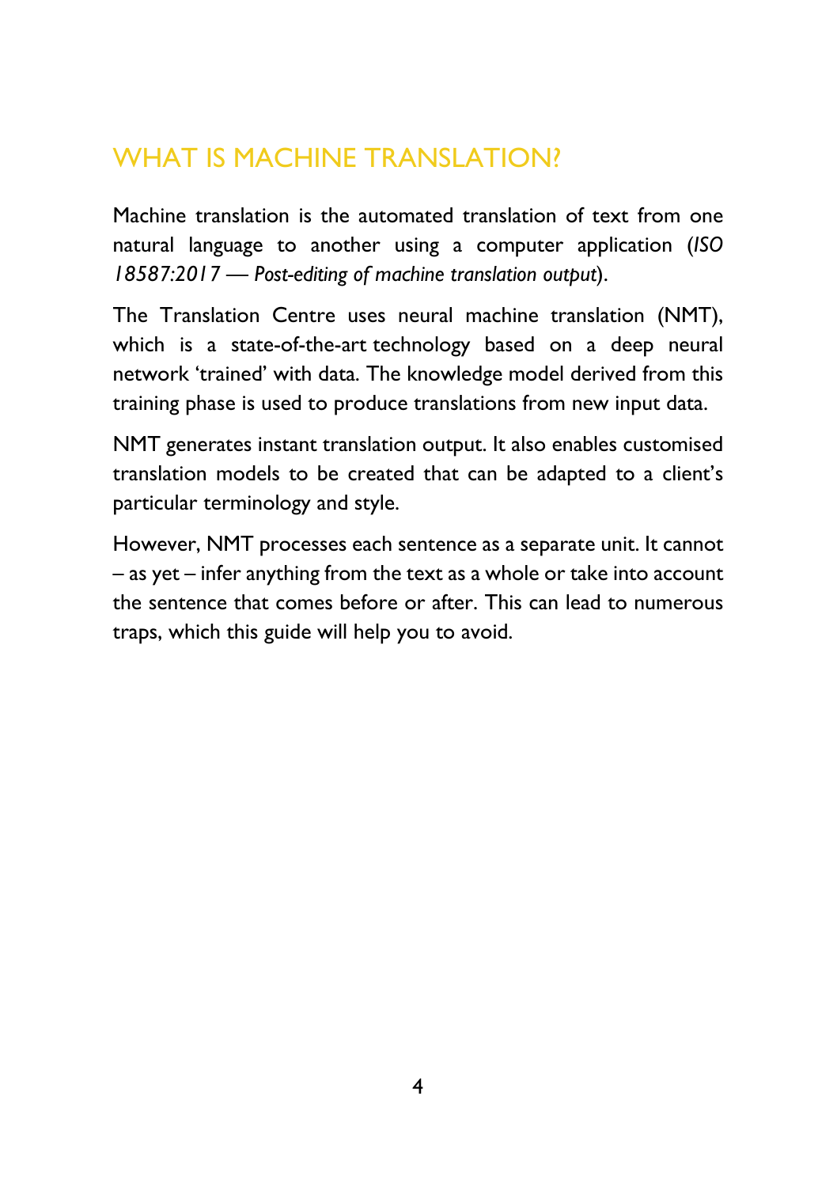## WHAT IS MACHINE TRANSLATION?

Machine translation is the automated translation of text from one natural language to another using a computer application (*ISO 18587:2017 — Post-editing of machine translation output*).

The Translation Centre uses neural machine translation (NMT), which is a state-of-the-art technology based on a deep neural network 'trained' with data. The knowledge model derived from this training phase is used to produce translations from new input data.

NMT generates instant translation output. It also enables customised translation models to be created that can be adapted to a client's particular terminology and style.

However, NMT processes each sentence as a separate unit. It cannot – as yet – infer anything from the text as a whole or take into account the sentence that comes before or after. This can lead to numerous traps, which this guide will help you to avoid.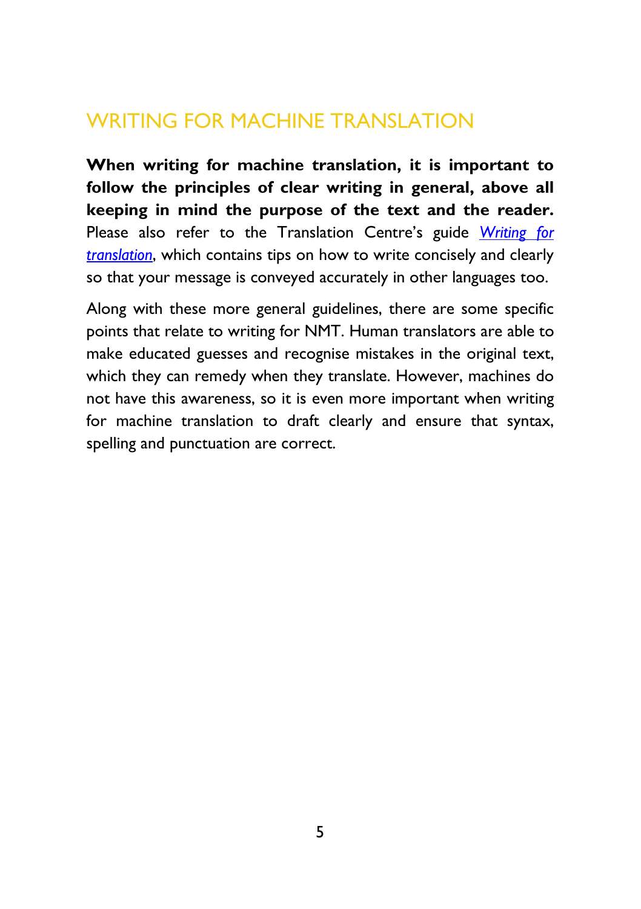# WRITING FOR MACHINE TRANSLATION

**When writing for machine translation, it is important to follow the principles of clear writing in general, above all keeping in mind the purpose of the text and the reader.** Please also refer to the Translation Centre's guide *Writing for translation*, which contains tips on how to write concisely and clearly so that your message is conveyed accurately in other languages too.

Along with these more general guidelines, there are some specific points that relate to writing for NMT. Human translators are able to make educated guesses and recognise mistakes in the original text, which they can remedy when they translate. However, machines do not have this awareness, so it is even more important when writing for machine translation to draft clearly and ensure that syntax, spelling and punctuation are correct.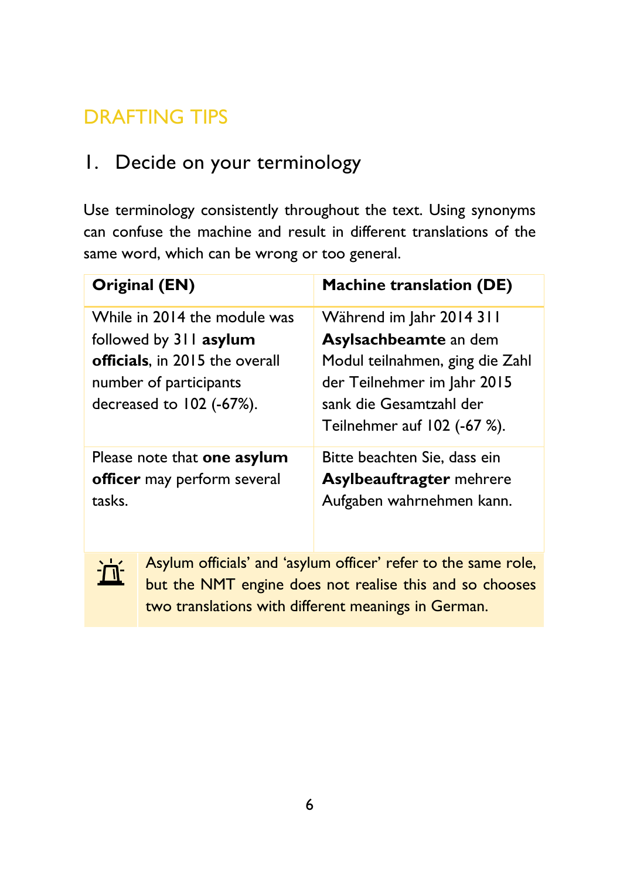## DRAFTING TIPS

### 1. Decide on your terminology

Use terminology consistently throughout the text. Using synonyms can confuse the machine and result in different translations of the same word, which can be wrong or too general.

| Original (EN) | Machine translation (DE) |
| --- | --- |
| While in 2014 the module was followed by 311 **asylum officials**, in 2015 the overall number of participants decreased to 102 (-67%). | Während im Jahr 2014 311 **Asylsachbeamte** an dem Modul teilnahmen, ging die Zahl der Teilnehmer im Jahr 2015 sank die Gesamtzahl der Teilnehmer auf 102 (-67 %). |
| Please note that **one asylum officer** may perform several tasks. | Bitte beachten Sie, dass ein **Asylbeauftragter** mehrere Aufgaben wahrnehmen kann. |

Asylum officials' and 'asylum officer' refer to the same role, but the NMT engine does not realise this and so chooses two translations with different meanings in German.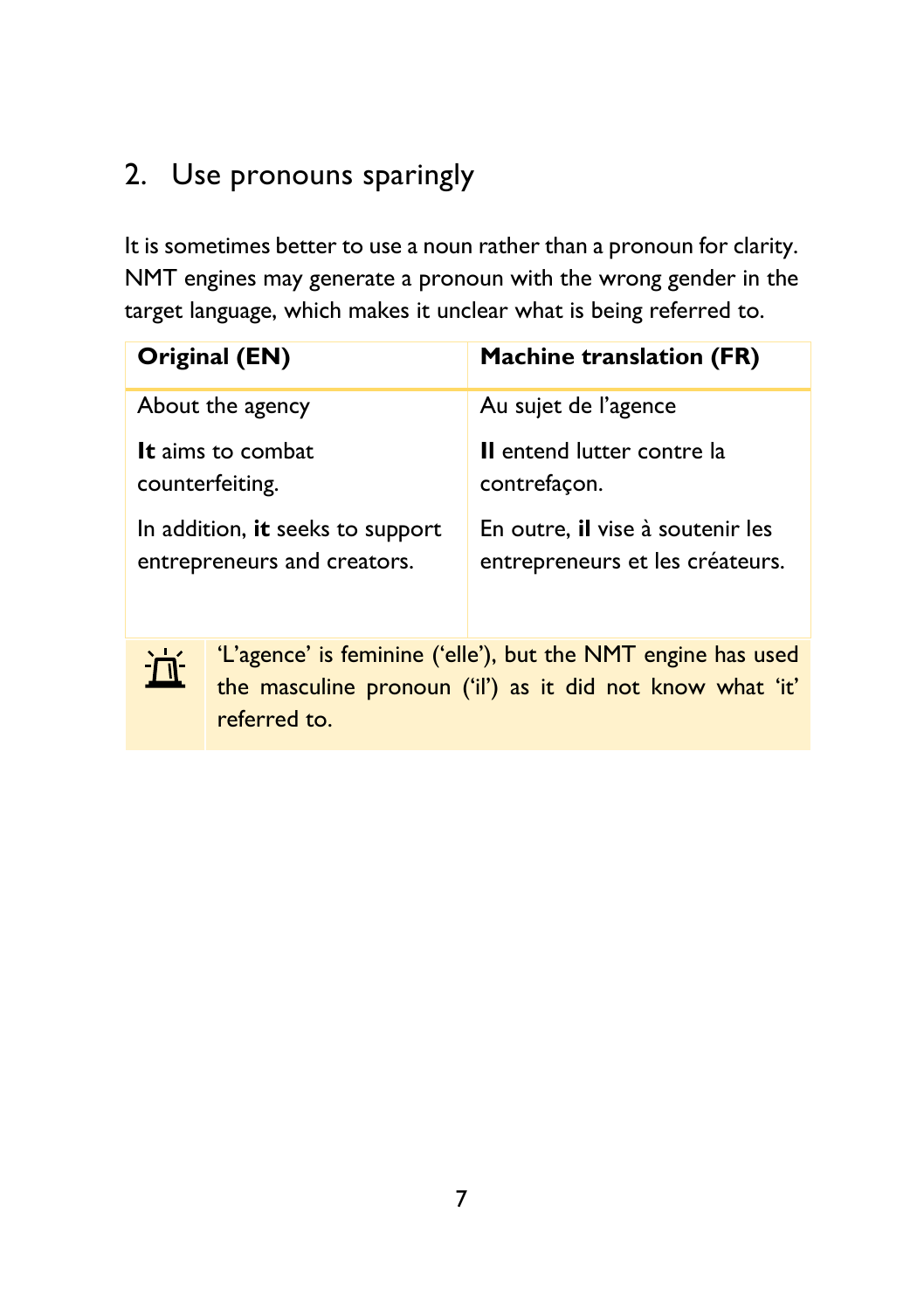## 2. Use pronouns sparingly

It is sometimes better to use a noun rather than a pronoun for clarity. NMT engines may generate a pronoun with the wrong gender in the target language, which makes it unclear what is being referred to.

| Original (EN) | Machine translation (FR) |
|---|---|
| About the agency<br><br>**It** aims to combat counterfeiting.<br><br>In addition, **it** seeks to support entrepreneurs and creators. | Au sujet de l'agence<br><br>**Il** entend lutter contre la contrefaçon.<br><br>En outre, **il** vise à soutenir les entrepreneurs et les créateurs. |

'L'agence' is feminine ('elle'), but the NMT engine has used the masculine pronoun ('il') as it did not know what 'it' referred to.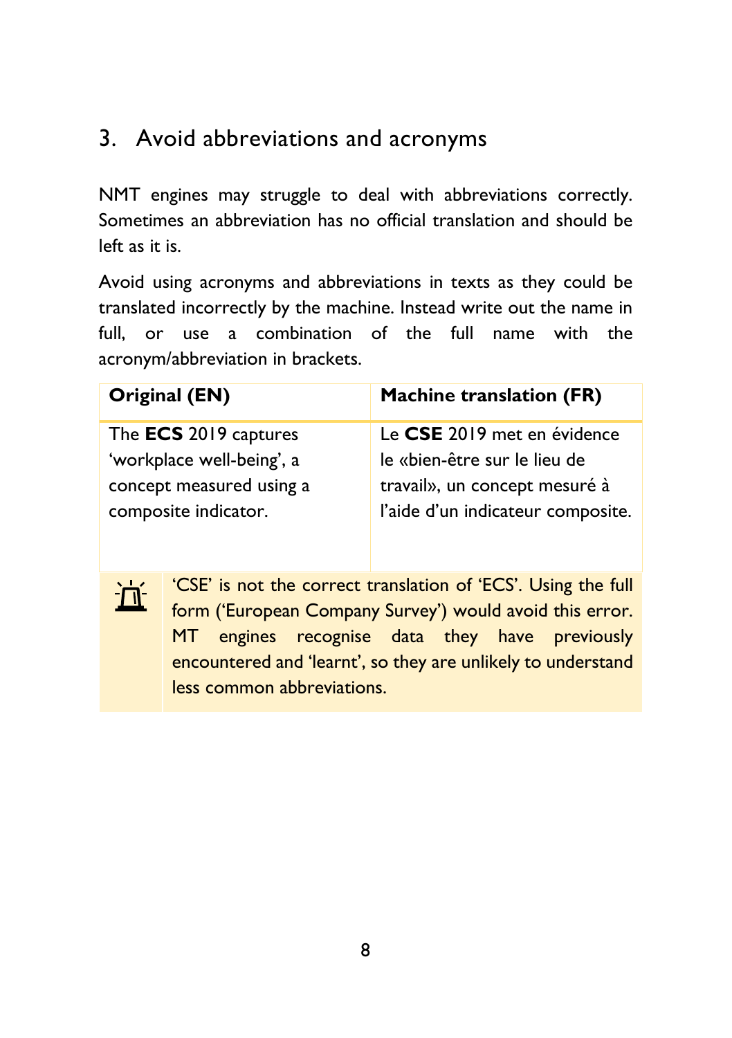## 3. Avoid abbreviations and acronyms

NMT engines may struggle to deal with abbreviations correctly. Sometimes an abbreviation has no official translation and should be left as it is.

Avoid using acronyms and abbreviations in texts as they could be translated incorrectly by the machine. Instead write out the name in full, or use a combination of the full name with the acronym/abbreviation in brackets.

| Original (EN) | Machine translation (FR) |
|---|---|
| The **ECS** 2019 captures 'workplace well-being', a concept measured using a composite indicator. | Le **CSE** 2019 met en évidence le «bien-être sur le lieu de travail», un concept mesuré à l'aide d'un indicateur composite. |

'CSE' is not the correct translation of 'ECS'. Using the full form ('European Company Survey') would avoid this error. MT engines recognise data they have previously encountered and 'learnt', so they are unlikely to understand less common abbreviations.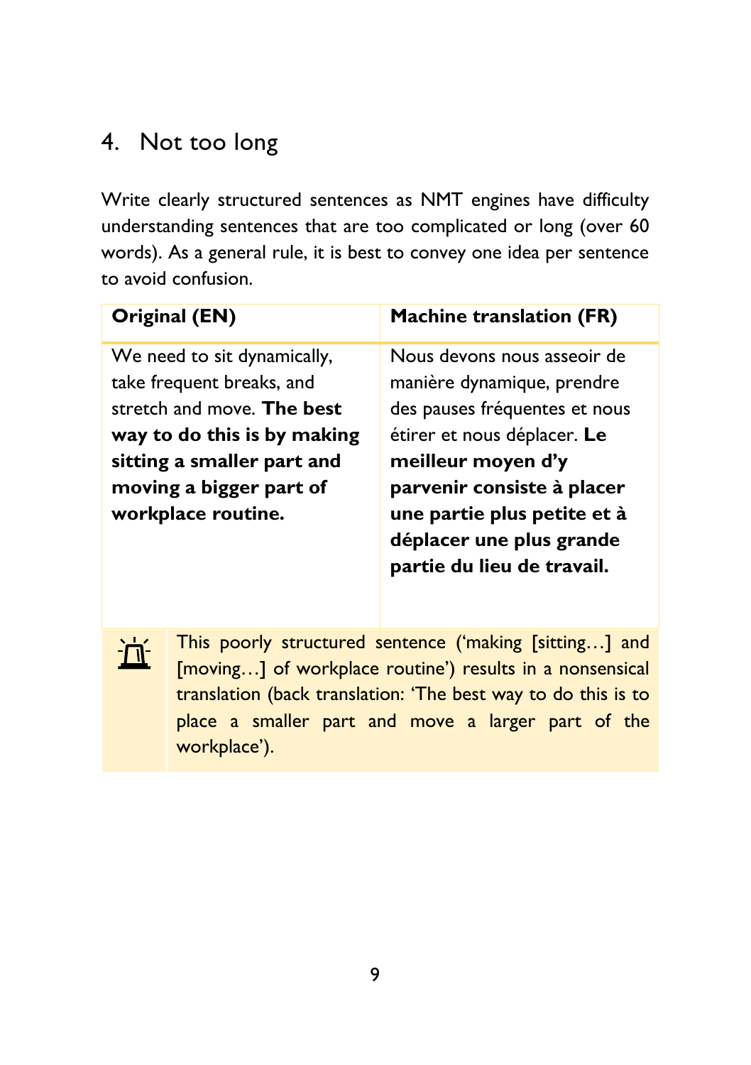## 4. Not too long

Write clearly structured sentences as NMT engines have difficulty understanding sentences that are too complicated or long (over 60 words). As a general rule, it is best to convey one idea per sentence to avoid confusion.

| Original (EN) | Machine translation (FR) |
|---|---|
| We need to sit dynamically, take frequent breaks, and stretch and move. **The best way to do this is by making sitting a smaller part and moving a bigger part of workplace routine.** | Nous devons nous asseoir de manière dynamique, prendre des pauses fréquentes et nous étirer et nous déplacer. **Le meilleur moyen d'y parvenir consiste à placer une partie plus petite et à déplacer une plus grande partie du lieu de travail.** |

This poorly structured sentence ('making [sitting…] and [moving…] of workplace routine') results in a nonsensical translation (back translation: 'The best way to do this is to place a smaller part and move a larger part of the workplace').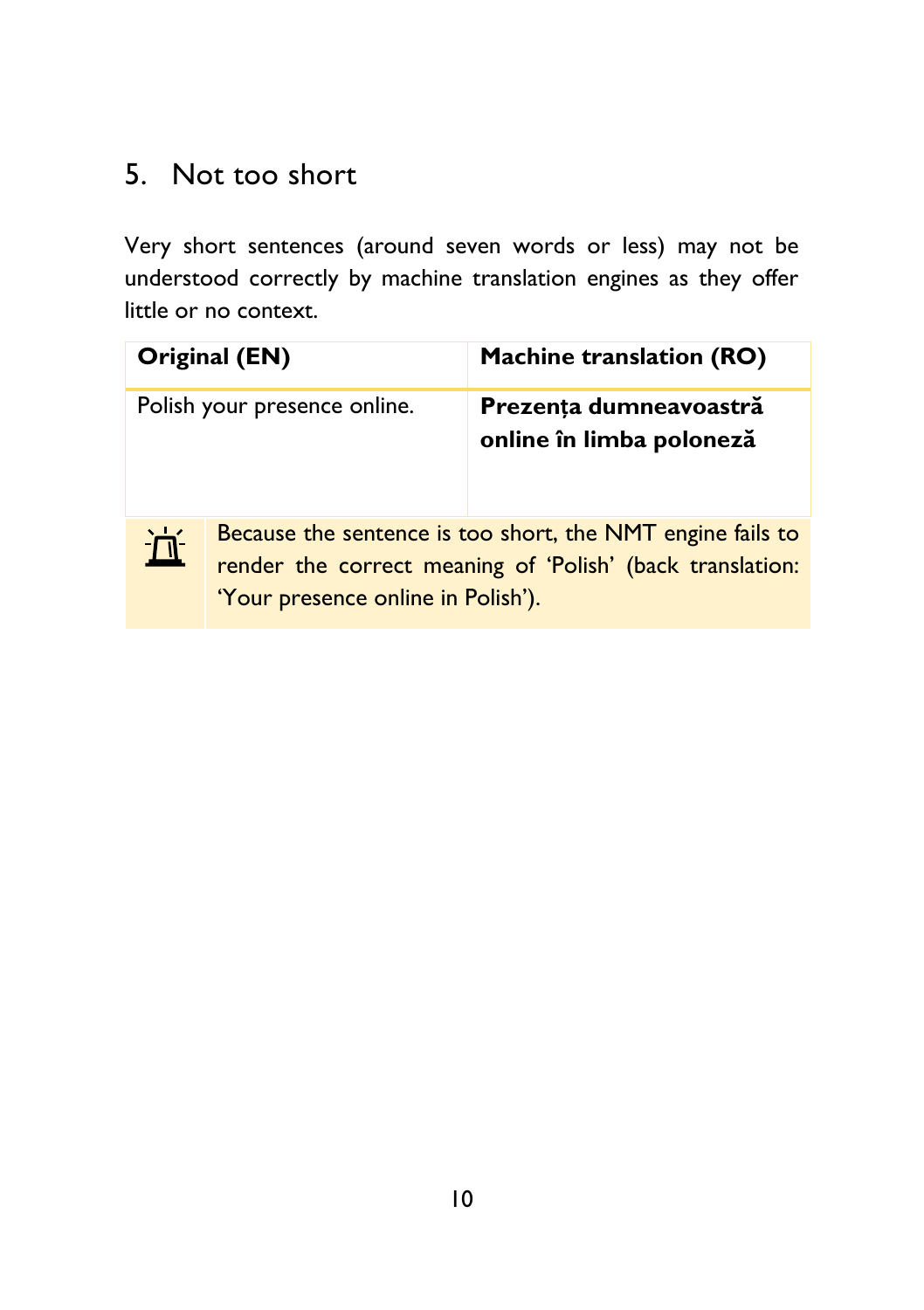## 5. Not too short

Very short sentences (around seven words or less) may not be understood correctly by machine translation engines as they offer little or no context.

| Original (EN) | Machine translation (RO) |
| --- | --- |
| Polish your presence online. | **Prezența dumneavoastră online în limba poloneză** |

Because the sentence is too short, the NMT engine fails to render the correct meaning of 'Polish' (back translation: 'Your presence online in Polish').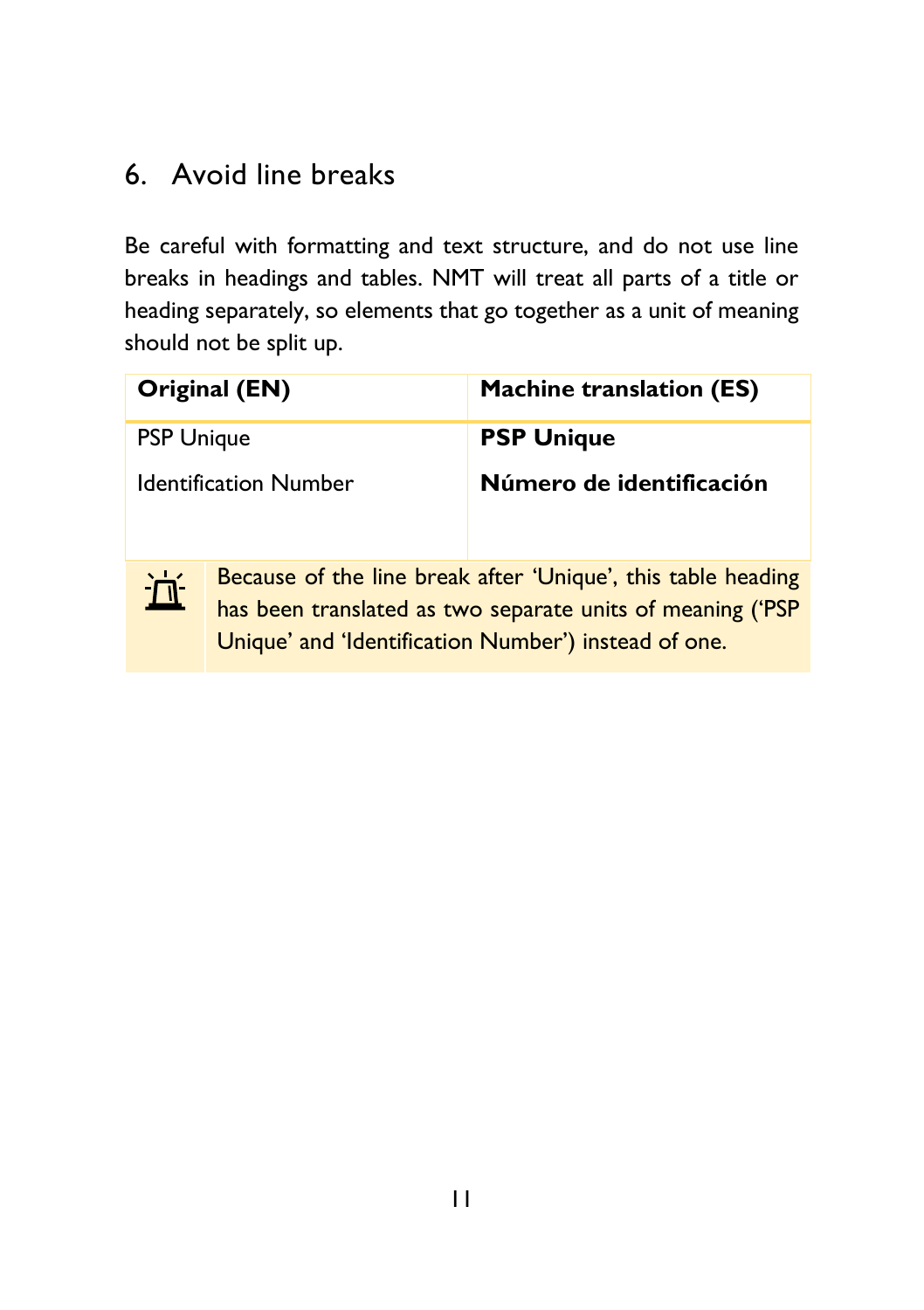## 6. Avoid line breaks

Be careful with formatting and text structure, and do not use line breaks in headings and tables. NMT will treat all parts of a title or heading separately, so elements that go together as a unit of meaning should not be split up.

| Original (EN) | Machine translation (ES) |
|---|---|
| PSP Unique<br><br>Identification Number | **PSP Unique**<br><br>**Número de identificación** |

Because of the line break after 'Unique', this table heading has been translated as two separate units of meaning ('PSP Unique' and 'Identification Number') instead of one.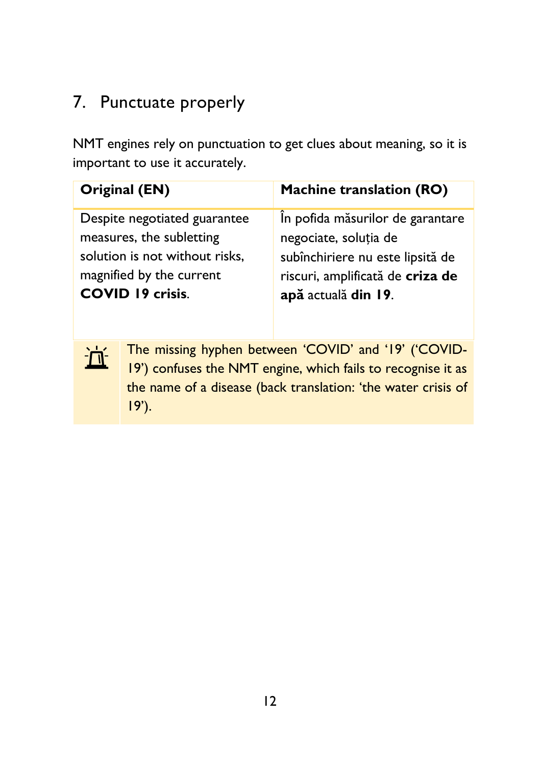## 7. Punctuate properly

NMT engines rely on punctuation to get clues about meaning, so it is important to use it accurately.

| Original (EN) | Machine translation (RO) |
|---|---|
| Despite negotiated guarantee measures, the subletting solution is not without risks, magnified by the current **COVID 19 crisis**. | În pofida măsurilor de garantare negociate, soluția de subînchiriere nu este lipsită de riscuri, amplificată de **criza de apă** actuală **din 19**. |

The missing hyphen between 'COVID' and '19' ('COVID-19') confuses the NMT engine, which fails to recognise it as the name of a disease (back translation: 'the water crisis of 19').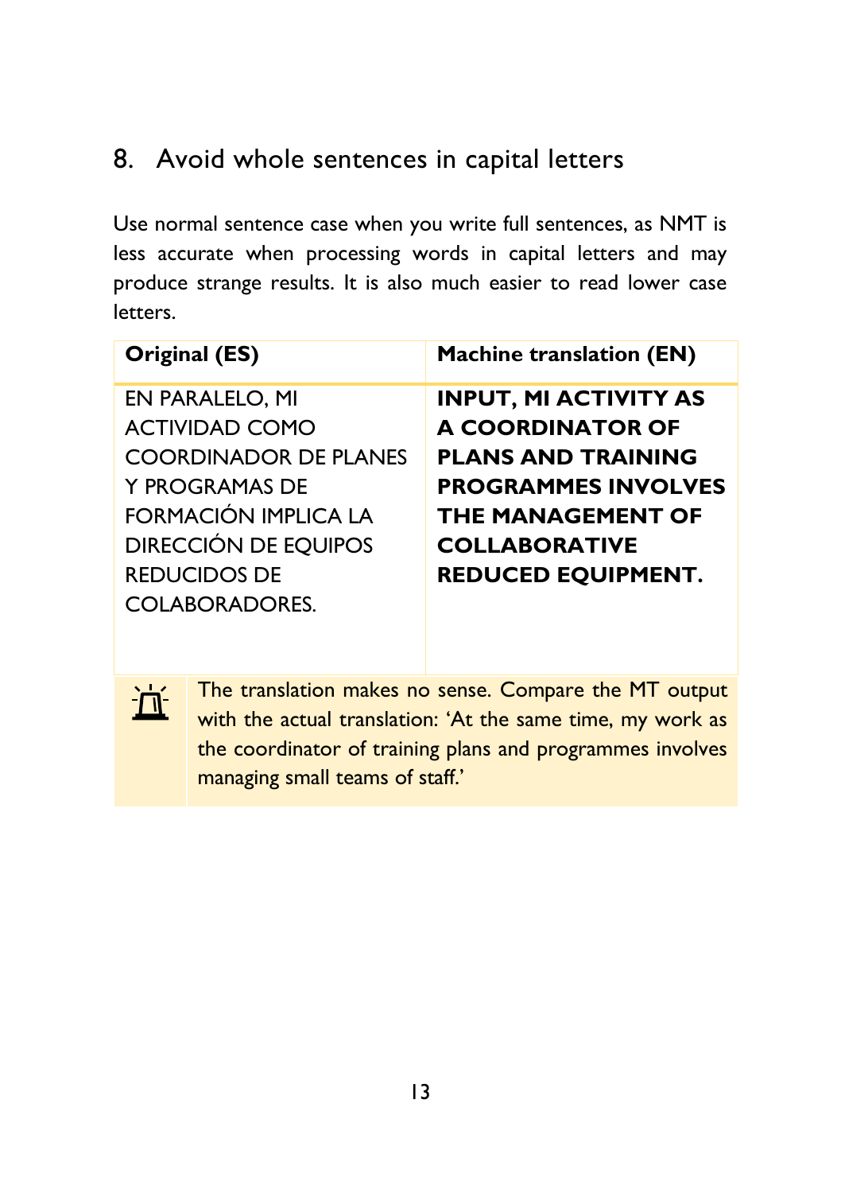## 8. Avoid whole sentences in capital letters

Use normal sentence case when you write full sentences, as NMT is less accurate when processing words in capital letters and may produce strange results. It is also much easier to read lower case letters.

| Original (ES) | Machine translation (EN) |
|---|---|
| EN PARALELO, MI ACTIVIDAD COMO COORDINADOR DE PLANES Y PROGRAMAS DE FORMACIÓN IMPLICA LA DIRECCIÓN DE EQUIPOS REDUCIDOS DE COLABORADORES. | **INPUT, MI ACTIVITY AS A COORDINATOR OF PLANS AND TRAINING PROGRAMMES INVOLVES THE MANAGEMENT OF COLLABORATIVE REDUCED EQUIPMENT.** |

The translation makes no sense. Compare the MT output with the actual translation: 'At the same time, my work as the coordinator of training plans and programmes involves managing small teams of staff.'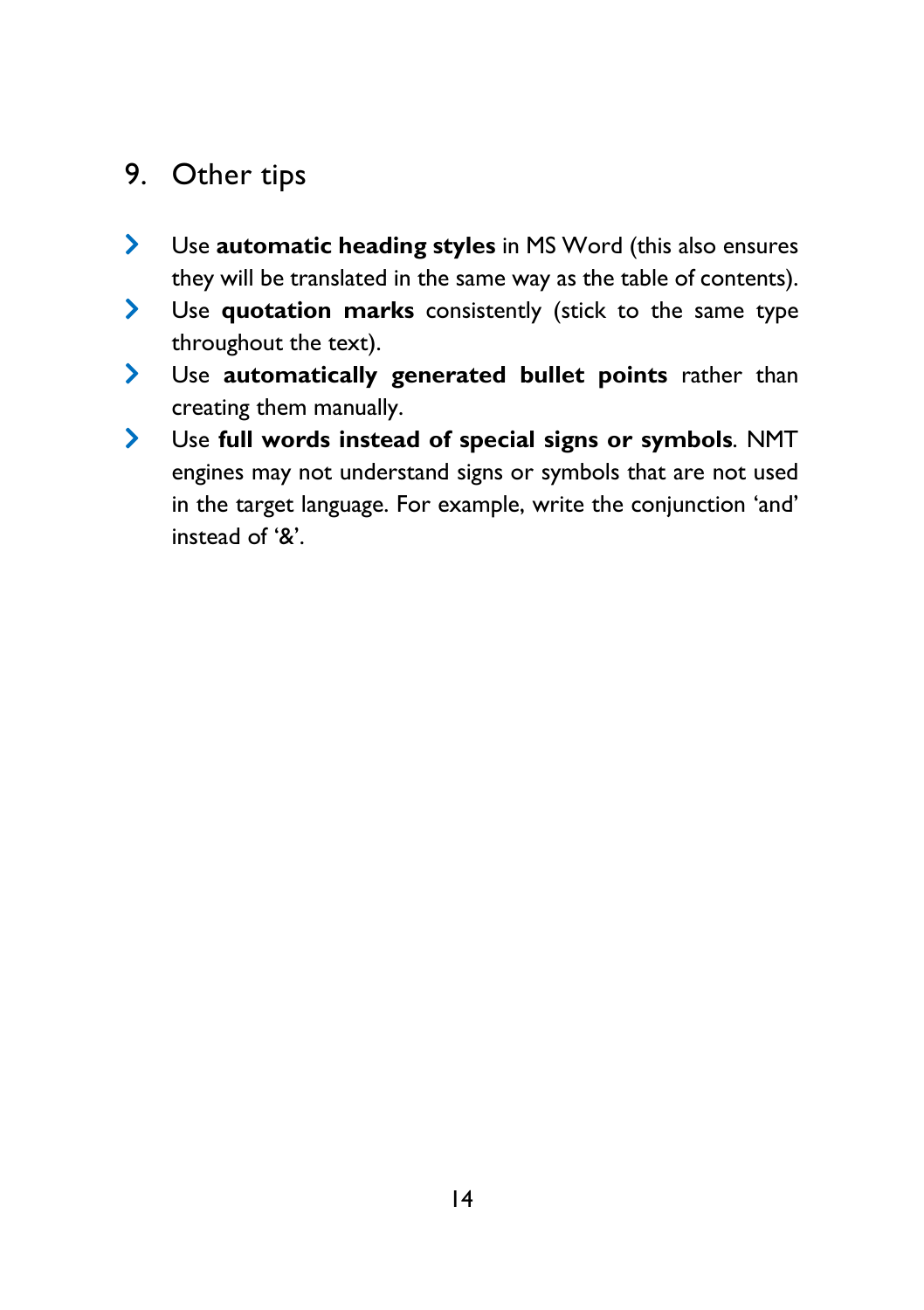## 9. Other tips

- Use **automatic heading styles** in MS Word (this also ensures they will be translated in the same way as the table of contents).
- Use **quotation marks** consistently (stick to the same type throughout the text).
- Use **automatically generated bullet points** rather than creating them manually.
- Use **full words instead of special signs or symbols**. NMT engines may not understand signs or symbols that are not used in the target language. For example, write the conjunction 'and' instead of '&'.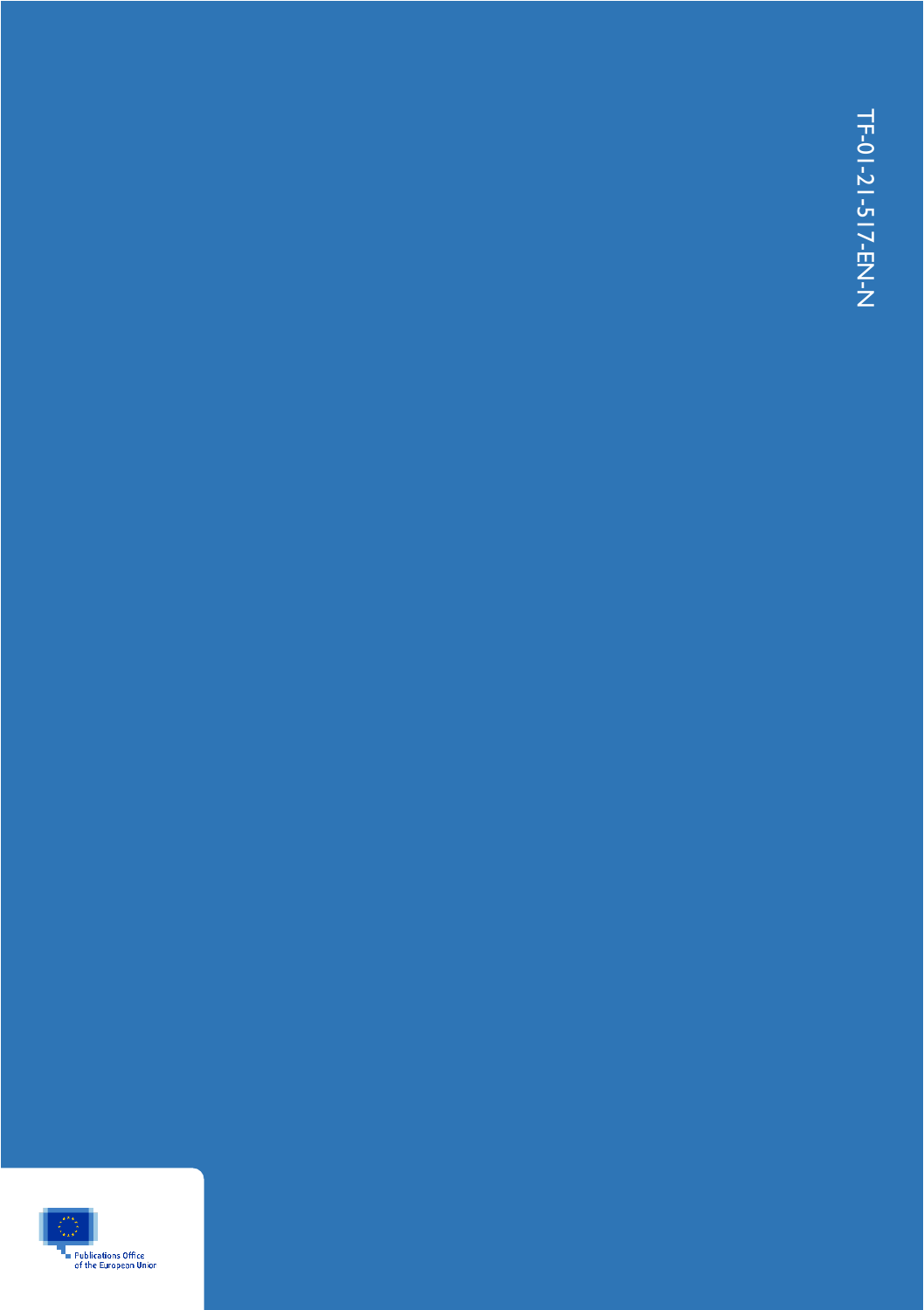TF-01-21-517-EN-N

Publications Office
of the European Union